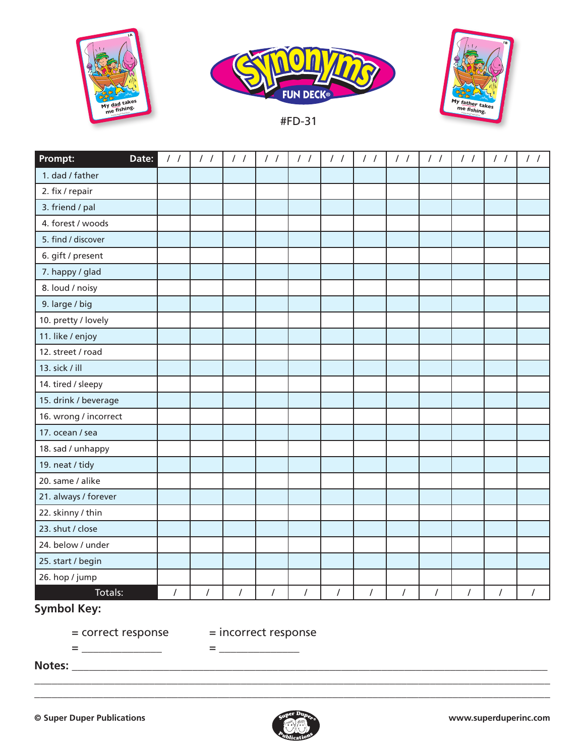# Synonyms FUN DECK®

#FD-31

| Prompt: Date: | / / | / / | / / | / / | / / | / / | / / | / / | / / | / / | / / | / / |
|---|---|---|---|---|---|---|---|---|---|---|---|---|
| 1. dad / father | | | | | | | | | | | | |
| 2. fix / repair | | | | | | | | | | | | |
| 3. friend / pal | | | | | | | | | | | | |
| 4. forest / woods | | | | | | | | | | | | |
| 5. find / discover | | | | | | | | | | | | |
| 6. gift / present | | | | | | | | | | | | |
| 7. happy / glad | | | | | | | | | | | | |
| 8. loud / noisy | | | | | | | | | | | | |
| 9. large / big | | | | | | | | | | | | |
| 10. pretty / lovely | | | | | | | | | | | | |
| 11. like / enjoy | | | | | | | | | | | | |
| 12. street / road | | | | | | | | | | | | |
| 13. sick / ill | | | | | | | | | | | | |
| 14. tired / sleepy | | | | | | | | | | | | |
| 15. drink / beverage | | | | | | | | | | | | |
| 16. wrong / incorrect | | | | | | | | | | | | |
| 17. ocean / sea | | | | | | | | | | | | |
| 18. sad / unhappy | | | | | | | | | | | | |
| 19. neat / tidy | | | | | | | | | | | | |
| 20. same / alike | | | | | | | | | | | | |
| 21. always / forever | | | | | | | | | | | | |
| 22. skinny / thin | | | | | | | | | | | | |
| 23. shut / close | | | | | | | | | | | | |
| 24. below / under | | | | | | | | | | | | |
| 25. start / begin | | | | | | | | | | | | |
| 26. hop / jump | | | | | | | | | | | | |
| Totals: | / | / | / | / | / | / | / | / | / | / | / | / |

**Symbol Key:**

= correct response = incorrect response

= _______________ = _______________

**Notes:** ______________________________________________________________________

______________________________________________________________________

______________________________________________________________________

© Super Duper Publications www.superduperinc.com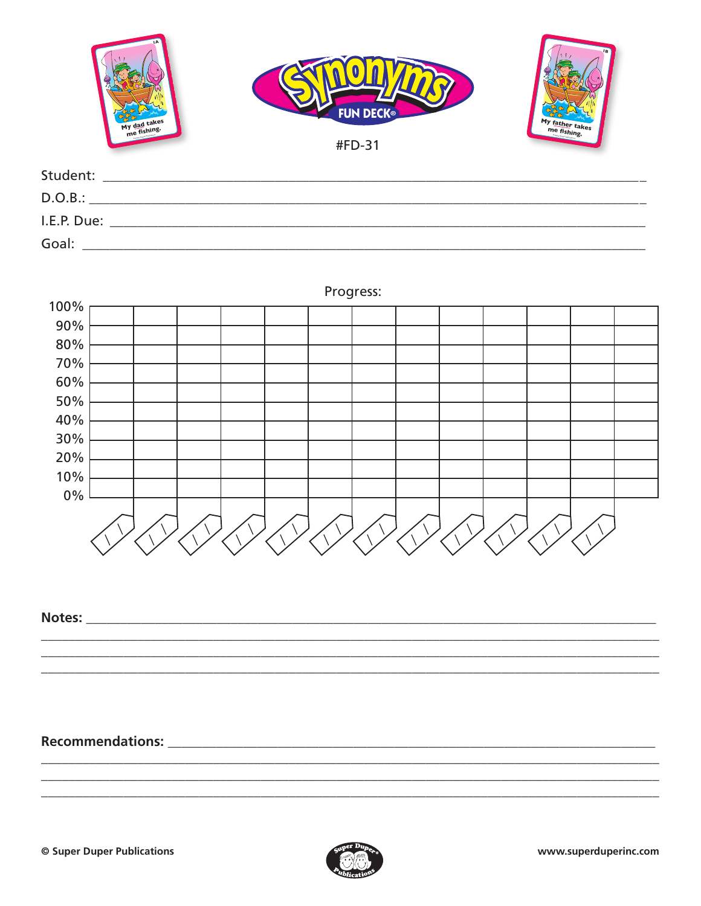# Synonyms FUN DECK®

#FD-31

Student: ___________________________________________

D.O.B.: ___________________________________________

I.E.P. Due: ___________________________________________

Goal: ___________________________________________

Progress:

100%
90%
80%
70%
60%
50%
40%
30%
20%
10%
0%

**Notes:** ___________________________________________

___________________________________________

___________________________________________

___________________________________________

**Recommendations:** ___________________________________________

___________________________________________

___________________________________________

___________________________________________

**© Super Duper Publications** **www.superduperinc.com**